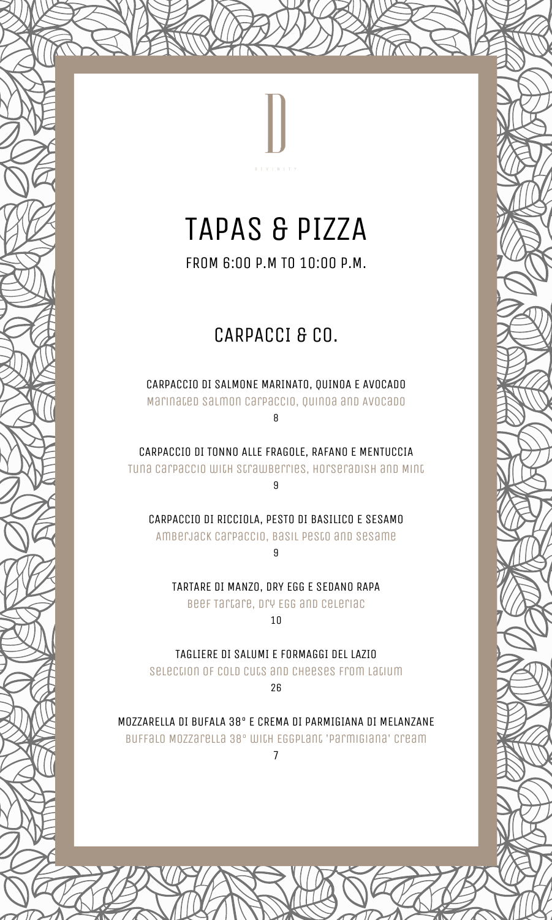D

DEVINITY

# TAPAS & PIZZA

FROM 6:00 P.M TO 10:00 P.M.

## CARPACCI & CO.

CARPACCIO DI SALMONE MARINATO, QUINOA E AVOCADO
Marinated Salmon Carpaccio, Quinoa and Avocado
8

CARPACCIO DI TONNO ALLE FRAGOLE, RAFANO E MENTUCCIA
Tuna Carpaccio with Strawberries, Horseradish and Mint
9

CARPACCIO DI RICCIOLA, PESTO DI BASILICO E SESAMO
Amberjack Carpaccio, Basil Pesto and Sesame
9

TARTARE DI MANZO, DRY EGG E SEDANO RAPA
Beef Tartare, Dry Egg and Celeriac
10

TAGLIERE DI SALUMI E FORMAGGI DEL LAZIO
Selection of Cold Cuts and Cheeses from Latium
26

MOZZARELLA DI BUFALA 38° E CREMA DI PARMIGIANA DI MELANZANE
Buffalo Mozzarella 38° with Eggplant 'Parmigiana' Cream
7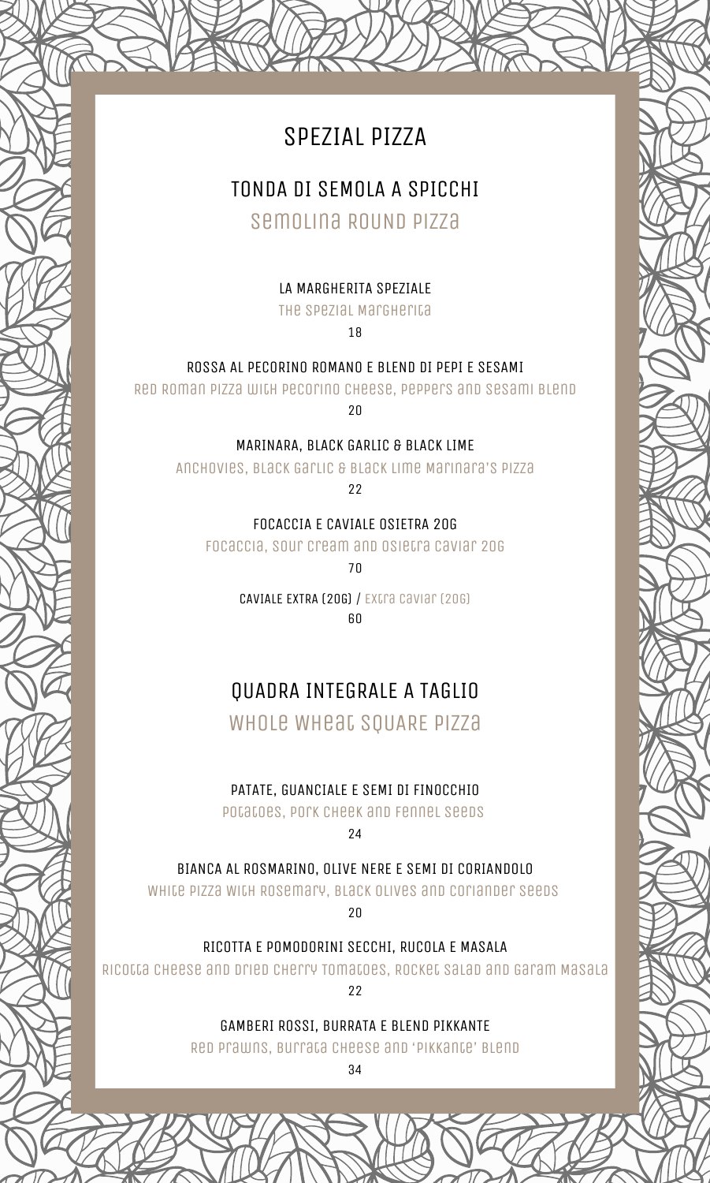# SPEZIAL PIZZA

## TONDA DI SEMOLA A SPICCHI

### Semolina Round Pizza

LA MARGHERITA SPEZIALE

The Spezial Margherita

18

ROSSA AL PECORINO ROMANO E BLEND DI PEPI E SESAMI

Red Roman pizza with pecorino cheese, peppers and sesami blend

20

MARINARA, BLACK GARLIC & BLACK LIME

Anchovies, black garlic & black lime marinara's pizza

22

FOCACCIA E CAVIALE OSIETRA 20G

Focaccia, sour cream and Osietra caviar 20g

70

CAVIALE EXTRA (20G) / Extra caviar (20g)

60

## QUADRA INTEGRALE A TAGLIO

### Whole Wheat Square Pizza

PATATE, GUANCIALE E SEMI DI FINOCCHIO

Potatoes, pork cheek and fennel seeds

24

BIANCA AL ROSMARINO, OLIVE NERE E SEMI DI CORIANDOLO

White pizza with rosemary, black olives and coriander seeds

20

RICOTTA E POMODORINI SECCHI, RUCOLA E MASALA

Ricotta cheese and dried cherry tomatoes, rocket salad and garam masala

22

GAMBERI ROSSI, BURRATA E BLEND PIKKANTE

Red prawns, burrata cheese and 'pikkante' blend

34